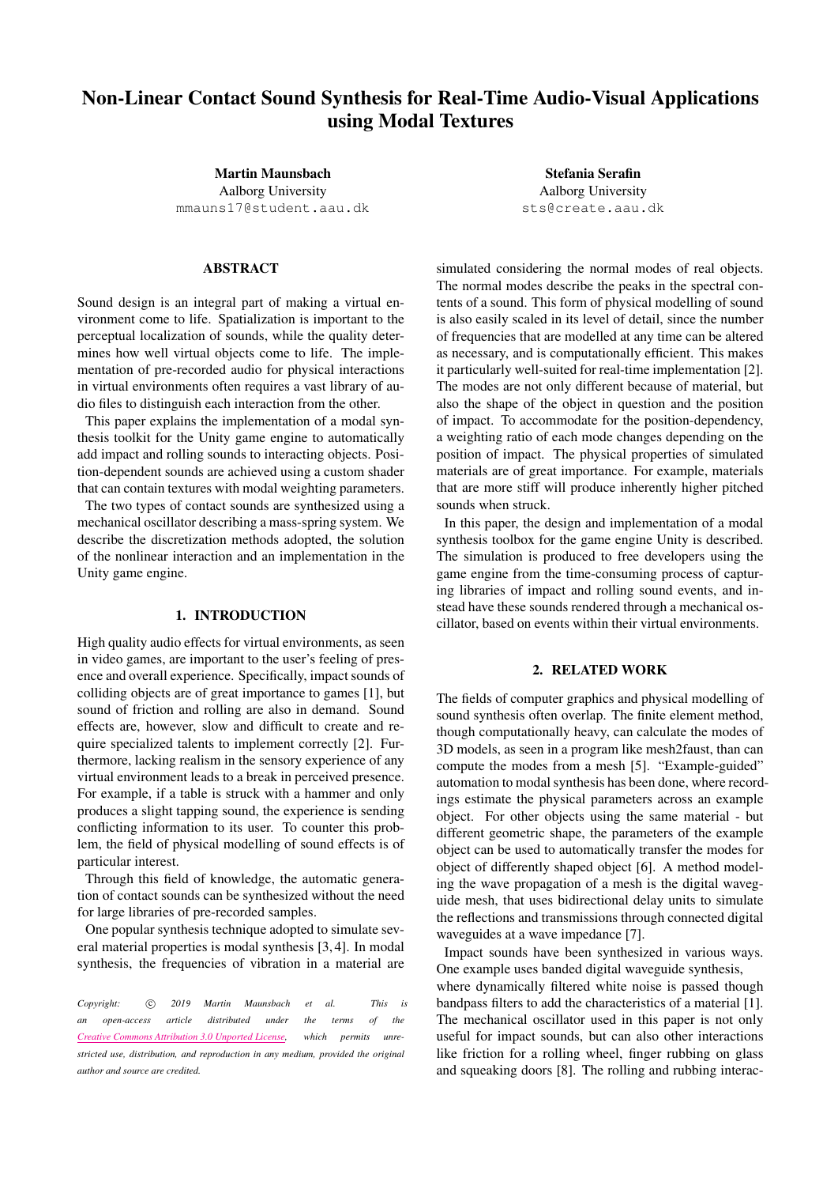# Non-Linear Contact Sound Synthesis for Real-Time Audio-Visual Applications using Modal Textures

**Martin Maunsbach**
Aalborg University
mmauns17@student.aau.dk

**Stefania Serafin**
Aalborg University
sts@create.aau.dk

## ABSTRACT

Sound design is an integral part of making a virtual environment come to life. Spatialization is important to the perceptual localization of sounds, while the quality determines how well virtual objects come to life. The implementation of pre-recorded audio for physical interactions in virtual environments often requires a vast library of audio files to distinguish each interaction from the other.

This paper explains the implementation of a modal synthesis toolkit for the Unity game engine to automatically add impact and rolling sounds to interacting objects. Position-dependent sounds are achieved using a custom shader that can contain textures with modal weighting parameters.

The two types of contact sounds are synthesized using a mechanical oscillator describing a mass-spring system. We describe the discretization methods adopted, the solution of the nonlinear interaction and an implementation in the Unity game engine.

## 1. INTRODUCTION

High quality audio effects for virtual environments, as seen in video games, are important to the user's feeling of presence and overall experience. Specifically, impact sounds of colliding objects are of great importance to games [1], but sound of friction and rolling are also in demand. Sound effects are, however, slow and difficult to create and require specialized talents to implement correctly [2]. Furthermore, lacking realism in the sensory experience of any virtual environment leads to a break in perceived presence. For example, if a table is struck with a hammer and only produces a slight tapping sound, the experience is sending conflicting information to its user. To counter this problem, the field of physical modelling of sound effects is of particular interest.

Through this field of knowledge, the automatic generation of contact sounds can be synthesized without the need for large libraries of pre-recorded samples.

One popular synthesis technique adopted to simulate several material properties is modal synthesis [3, 4]. In modal synthesis, the frequencies of vibration in a material are simulated considering the normal modes of real objects. The normal modes describe the peaks in the spectral contents of a sound. This form of physical modelling of sound is also easily scaled in its level of detail, since the number of frequencies that are modelled at any time can be altered as necessary, and is computationally efficient. This makes it particularly well-suited for real-time implementation [2]. The modes are not only different because of material, but also the shape of the object in question and the position of impact. To accommodate for the position-dependency, a weighting ratio of each mode changes depending on the position of impact. The physical properties of simulated materials are of great importance. For example, materials that are more stiff will produce inherently higher pitched sounds when struck.

In this paper, the design and implementation of a modal synthesis toolbox for the game engine Unity is described. The simulation is produced to free developers using the game engine from the time-consuming process of capturing libraries of impact and rolling sound events, and instead have these sounds rendered through a mechanical oscillator, based on events within their virtual environments.

## 2. RELATED WORK

The fields of computer graphics and physical modelling of sound synthesis often overlap. The finite element method, though computationally heavy, can calculate the modes of 3D models, as seen in a program like mesh2faust, than can compute the modes from a mesh [5]. "Example-guided" automation to modal synthesis has been done, where recordings estimate the physical parameters across an example object. For other objects using the same material - but different geometric shape, the parameters of the example object can be used to automatically transfer the modes for object of differently shaped object [6]. A method modeling the wave propagation of a mesh is the digital waveguide mesh, that uses bidirectional delay units to simulate the reflections and transmissions through connected digital waveguides at a wave impedance [7].

Impact sounds have been synthesized in various ways. One example uses banded digital waveguide synthesis, where dynamically filtered white noise is passed though bandpass filters to add the characteristics of a material [1]. The mechanical oscillator used in this paper is not only useful for impact sounds, but can also other interactions like friction for a rolling wheel, finger rubbing on glass and squeaking doors [8]. The rolling and rubbing interac-

*Copyright: © 2019 Martin Maunsbach et al. This is an open-access article distributed under the terms of the Creative Commons Attribution 3.0 Unported License, which permits unrestricted use, distribution, and reproduction in any medium, provided the original author and source are credited.*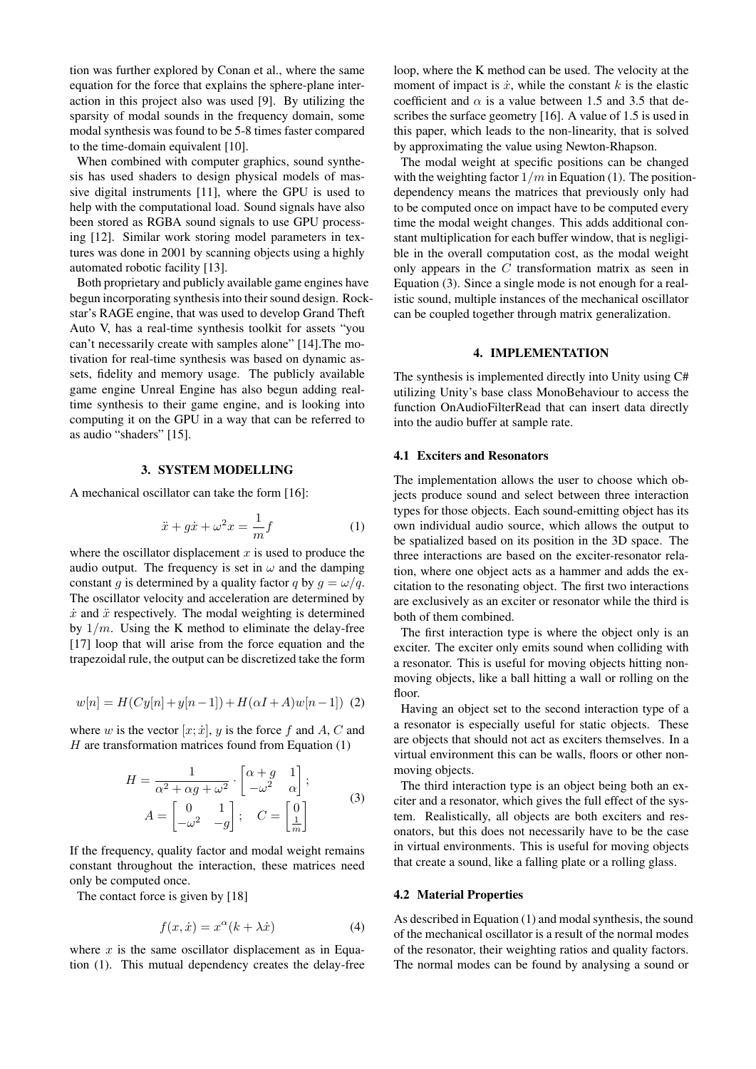tion was further explored by Conan et al., where the same equation for the force that explains the sphere-plane interaction in this project also was used [9]. By utilizing the sparsity of modal sounds in the frequency domain, some modal synthesis was found to be 5-8 times faster compared to the time-domain equivalent [10].

When combined with computer graphics, sound synthesis has used shaders to design physical models of massive digital instruments [11], where the GPU is used to help with the computational load. Sound signals have also been stored as RGBA sound signals to use GPU processing [12]. Similar work storing model parameters in textures was done in 2001 by scanning objects using a highly automated robotic facility [13].

Both proprietary and publicly available game engines have begun incorporating synthesis into their sound design. Rockstar's RAGE engine, that was used to develop Grand Theft Auto V, has a real-time synthesis toolkit for assets "you can't necessarily create with samples alone" [14].The motivation for real-time synthesis was based on dynamic assets, fidelity and memory usage. The publicly available game engine Unreal Engine has also begun adding real-time synthesis to their game engine, and is looking into computing it on the GPU in a way that can be referred to as audio "shaders" [15].

## 3. SYSTEM MODELLING

A mechanical oscillator can take the form [16]:

$$\ddot{x} + g\dot{x} + \omega^2 x = \frac{1}{m} f \tag{1}$$

where the oscillator displacement $x$ is used to produce the audio output. The frequency is set in $\omega$ and the damping constant $g$ is determined by a quality factor $q$ by $g = \omega/q$. The oscillator velocity and acceleration are determined by $\dot{x}$ and $\ddot{x}$ respectively. The modal weighting is determined by $1/m$. Using the K method to eliminate the delay-free [17] loop that will arise from the force equation and the trapezoidal rule, the output can be discretized take the form

$$w[n] = H(Cy[n] + y[n-1]) + H(\alpha I + A)w[n-1] \tag{2}$$

where $w$ is the vector $[x; \dot{x}]$, $y$ is the force $f$ and $A$, $C$ and $H$ are transformation matrices found from Equation (1)

$$H = \frac{1}{\alpha^2 + \alpha g + \omega^2} \cdot \begin{bmatrix} \alpha + g & 1 \\ -\omega^2 & \alpha \end{bmatrix}; \quad A = \begin{bmatrix} 0 & 1 \\ -\omega^2 & -g \end{bmatrix}; \quad C = \begin{bmatrix} 0 \\ \frac{1}{m} \end{bmatrix} \tag{3}$$

If the frequency, quality factor and modal weight remains constant throughout the interaction, these matrices need only be computed once.

The contact force is given by [18]

$$f(x, \dot{x}) = x^{\alpha}(k + \lambda \dot{x}) \tag{4}$$

where $x$ is the same oscillator displacement as in Equation (1). This mutual dependency creates the delay-free loop, where the K method can be used. The velocity at the moment of impact is $\dot{x}$, while the constant $k$ is the elastic coefficient and $\alpha$ is a value between 1.5 and 3.5 that describes the surface geometry [16]. A value of 1.5 is used in this paper, which leads to the non-linearity, that is solved by approximating the value using Newton-Rhapson.

The modal weight at specific positions can be changed with the weighting factor $1/m$ in Equation (1). The position-dependency means the matrices that previously only had to be computed once on impact have to be computed every time the modal weight changes. This adds additional constant multiplication for each buffer window, that is negligible in the overall computation cost, as the modal weight only appears in the $C$ transformation matrix as seen in Equation (3). Since a single mode is not enough for a realistic sound, multiple instances of the mechanical oscillator can be coupled together through matrix generalization.

## 4. IMPLEMENTATION

The synthesis is implemented directly into Unity using C# utilizing Unity's base class MonoBehaviour to access the function OnAudioFilterRead that can insert data directly into the audio buffer at sample rate.

### 4.1 Exciters and Resonators

The implementation allows the user to choose which objects produce sound and select between three interaction types for those objects. Each sound-emitting object has its own individual audio source, which allows the output to be spatialized based on its position in the 3D space. The three interactions are based on the exciter-resonator relation, where one object acts as a hammer and adds the excitation to the resonating object. The first two interactions are exclusively as an exciter or resonator while the third is both of them combined.

The first interaction type is where the object only is an exciter. The exciter only emits sound when colliding with a resonator. This is useful for moving objects hitting non-moving objects, like a ball hitting a wall or rolling on the floor.

Having an object set to the second interaction type of a resonator is especially useful for static objects. These are objects that should not act as exciters themselves. In a virtual environment this can be walls, floors or other non-moving objects.

The third interaction type is an object being both an exciter and a resonator, which gives the full effect of the system. Realistically, all objects are both exciters and resonators, but this does not necessarily have to be the case in virtual environments. This is useful for moving objects that create a sound, like a falling plate or a rolling glass.

### 4.2 Material Properties

As described in Equation (1) and modal synthesis, the sound of the mechanical oscillator is a result of the normal modes of the resonator, their weighting ratios and quality factors. The normal modes can be found by analysing a sound or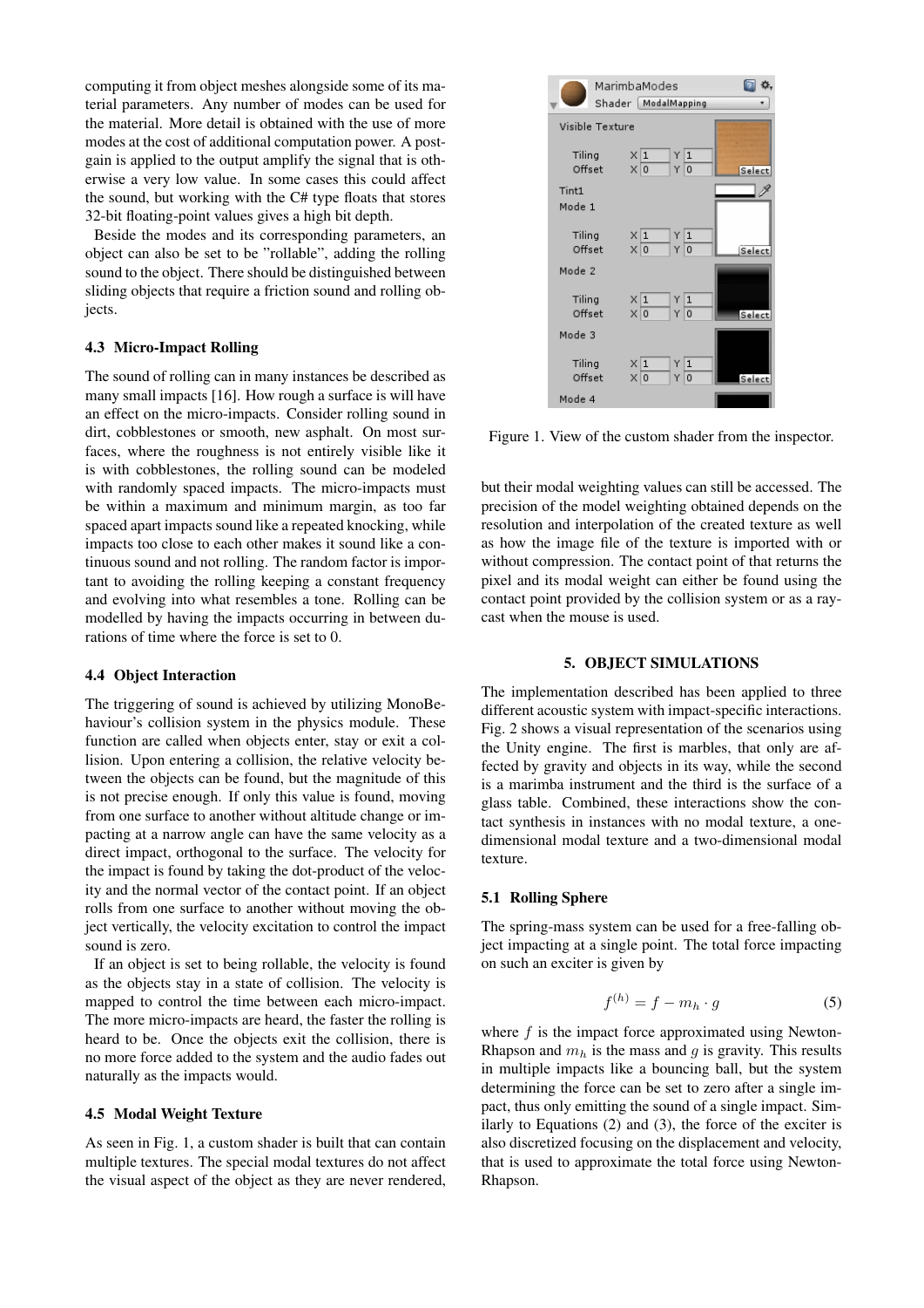computing it from object meshes alongside some of its material parameters. Any number of modes can be used for the material. More detail is obtained with the use of more modes at the cost of additional computation power. A post-gain is applied to the output amplify the signal that is otherwise a very low value. In some cases this could affect the sound, but working with the C# type floats that stores 32-bit floating-point values gives a high bit depth.

Beside the modes and its corresponding parameters, an object can also be set to be "rollable", adding the rolling sound to the object. There should be distinguished between sliding objects that require a friction sound and rolling objects.

### 4.3 Micro-Impact Rolling

The sound of rolling can in many instances be described as many small impacts [16]. How rough a surface is will have an effect on the micro-impacts. Consider rolling sound in dirt, cobblestones or smooth, new asphalt. On most surfaces, where the roughness is not entirely visible like it is with cobblestones, the rolling sound can be modeled with randomly spaced impacts. The micro-impacts must be within a maximum and minimum margin, as too far spaced apart impacts sound like a repeated knocking, while impacts too close to each other makes it sound like a continuous sound and not rolling. The random factor is important to avoiding the rolling keeping a constant frequency and evolving into what resembles a tone. Rolling can be modelled by having the impacts occurring in between durations of time where the force is set to 0.

### 4.4 Object Interaction

The triggering of sound is achieved by utilizing MonoBehaviour's collision system in the physics module. These function are called when objects enter, stay or exit a collision. Upon entering a collision, the relative velocity between the objects can be found, but the magnitude of this is not precise enough. If only this value is found, moving from one surface to another without altitude change or impacting at a narrow angle can have the same velocity as a direct impact, orthogonal to the surface. The velocity for the impact is found by taking the dot-product of the velocity and the normal vector of the contact point. If an object rolls from one surface to another without moving the object vertically, the velocity excitation to control the impact sound is zero.

If an object is set to being rollable, the velocity is found as the objects stay in a state of collision. The velocity is mapped to control the time between each micro-impact. The more micro-impacts are heard, the faster the rolling is heard to be. Once the objects exit the collision, there is no more force added to the system and the audio fades out naturally as the impacts would.

### 4.5 Modal Weight Texture

As seen in Fig. 1, a custom shader is built that can contain multiple textures. The special modal textures do not affect the visual aspect of the object as they are never rendered, but their modal weighting values can still be accessed. The precision of the model weighting obtained depends on the resolution and interpolation of the created texture as well as how the image file of the texture is imported with or without compression. The contact point of that returns the pixel and its modal weight can either be found using the contact point provided by the collision system or as a ray-cast when the mouse is used.

Figure 1. View of the custom shader from the inspector.

## 5. OBJECT SIMULATIONS

The implementation described has been applied to three different acoustic system with impact-specific interactions. Fig. 2 shows a visual representation of the scenarios using the Unity engine. The first is marbles, that only are affected by gravity and objects in its way, while the second is a marimba instrument and the third is the surface of a glass table. Combined, these interactions show the contact synthesis in instances with no modal texture, a one-dimensional modal texture and a two-dimensional modal texture.

### 5.1 Rolling Sphere

The spring-mass system can be used for a free-falling object impacting at a single point. The total force impacting on such an exciter is given by

$$f^{(h)} = f - m_h \cdot g \tag{5}$$

where $f$ is the impact force approximated using Newton-Rhapson and $m_h$ is the mass and $g$ is gravity. This results in multiple impacts like a bouncing ball, but the system determining the force can be set to zero after a single impact, thus only emitting the sound of a single impact. Similarly to Equations (2) and (3), the force of the exciter is also discretized focusing on the displacement and velocity, that is used to approximate the total force using Newton-Rhapson.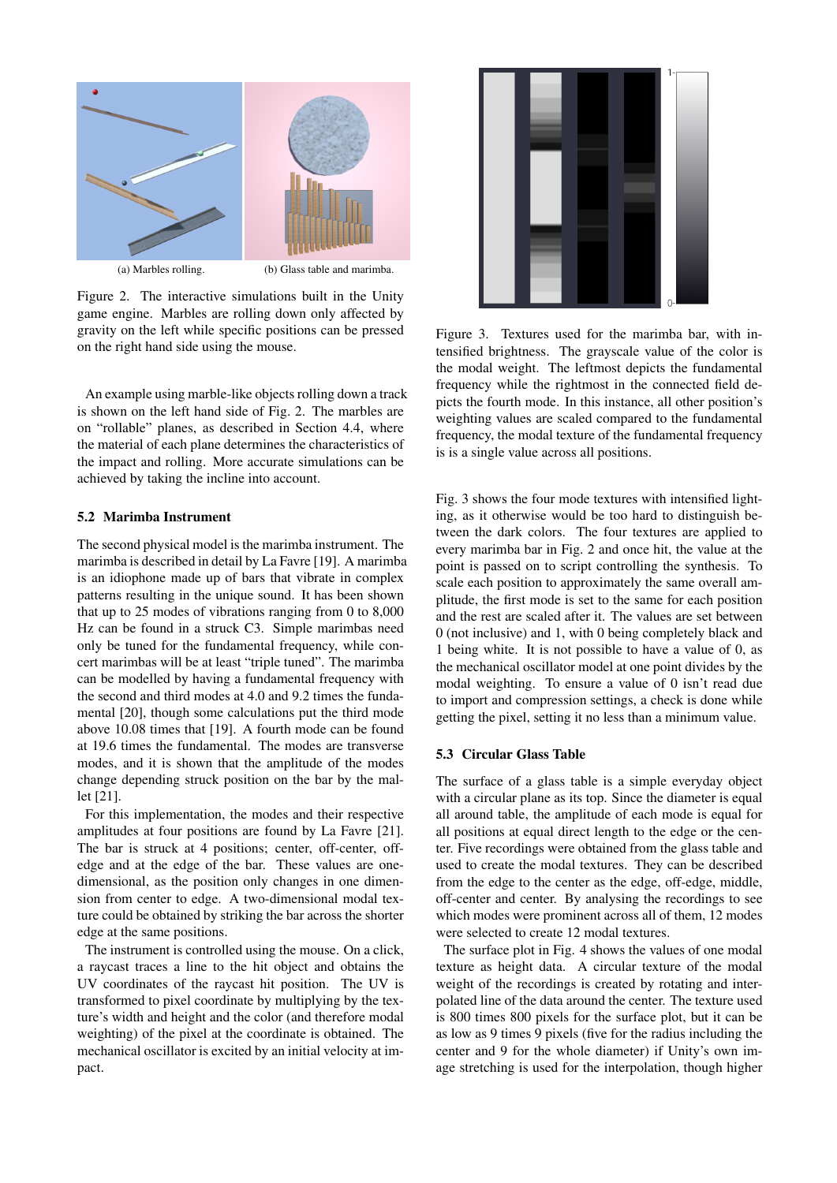(a) Marbles rolling.

(b) Glass table and marimba.

Figure 2. The interactive simulations built in the Unity game engine. Marbles are rolling down only affected by gravity on the left while specific positions can be pressed on the right hand side using the mouse.

An example using marble-like objects rolling down a track is shown on the left hand side of Fig. 2. The marbles are on "rollable" planes, as described in Section 4.4, where the material of each plane determines the characteristics of the impact and rolling. More accurate simulations can be achieved by taking the incline into account.

### 5.2 Marimba Instrument

The second physical model is the marimba instrument. The marimba is described in detail by La Favre [19]. A marimba is an idiophone made up of bars that vibrate in complex patterns resulting in the unique sound. It has been shown that up to 25 modes of vibrations ranging from 0 to 8,000 Hz can be found in a struck C3. Simple marimbas need only be tuned for the fundamental frequency, while concert marimbas will be at least "triple tuned". The marimba can be modelled by having a fundamental frequency with the second and third modes at 4.0 and 9.2 times the fundamental [20], though some calculations put the third mode above 10.08 times that [19]. A fourth mode can be found at 19.6 times the fundamental. The modes are transverse modes, and it is shown that the amplitude of the modes change depending struck position on the bar by the mallet [21].

For this implementation, the modes and their respective amplitudes at four positions are found by La Favre [21]. The bar is struck at 4 positions; center, off-center, off-edge and at the edge of the bar. These values are one-dimensional, as the position only changes in one dimension from center to edge. A two-dimensional modal texture could be obtained by striking the bar across the shorter edge at the same positions.

The instrument is controlled using the mouse. On a click, a raycast traces a line to the hit object and obtains the UV coordinates of the raycast hit position. The UV is transformed to pixel coordinate by multiplying by the texture's width and height and the color (and therefore modal weighting) of the pixel at the coordinate is obtained. The mechanical oscillator is excited by an initial velocity at impact.

Figure 3. Textures used for the marimba bar, with intensified brightness. The grayscale value of the color is the modal weight. The leftmost depicts the fundamental frequency while the rightmost in the connected field depicts the fourth mode. In this instance, all other position's weighting values are scaled compared to the fundamental frequency, the modal texture of the fundamental frequency is is a single value across all positions.

Fig. 3 shows the four mode textures with intensified lighting, as it otherwise would be too hard to distinguish between the dark colors. The four textures are applied to every marimba bar in Fig. 2 and once hit, the value at the point is passed on to script controlling the synthesis. To scale each position to approximately the same overall amplitude, the first mode is set to the same for each position and the rest are scaled after it. The values are set between 0 (not inclusive) and 1, with 0 being completely black and 1 being white. It is not possible to have a value of 0, as the mechanical oscillator model at one point divides by the modal weighting. To ensure a value of 0 isn't read due to import and compression settings, a check is done while getting the pixel, setting it no less than a minimum value.

### 5.3 Circular Glass Table

The surface of a glass table is a simple everyday object with a circular plane as its top. Since the diameter is equal all around table, the amplitude of each mode is equal for all positions at equal direct length to the edge or the center. Five recordings were obtained from the glass table and used to create the modal textures. They can be described from the edge to the center as the edge, off-edge, middle, off-center and center. By analysing the recordings to see which modes were prominent across all of them, 12 modes were selected to create 12 modal textures.

The surface plot in Fig. 4 shows the values of one modal texture as height data. A circular texture of the modal weight of the recordings is created by rotating and interpolated line of the data around the center. The texture used is 800 times 800 pixels for the surface plot, but it can be as low as 9 times 9 pixels (five for the radius including the center and 9 for the whole diameter) if Unity's own image stretching is used for the interpolation, though higher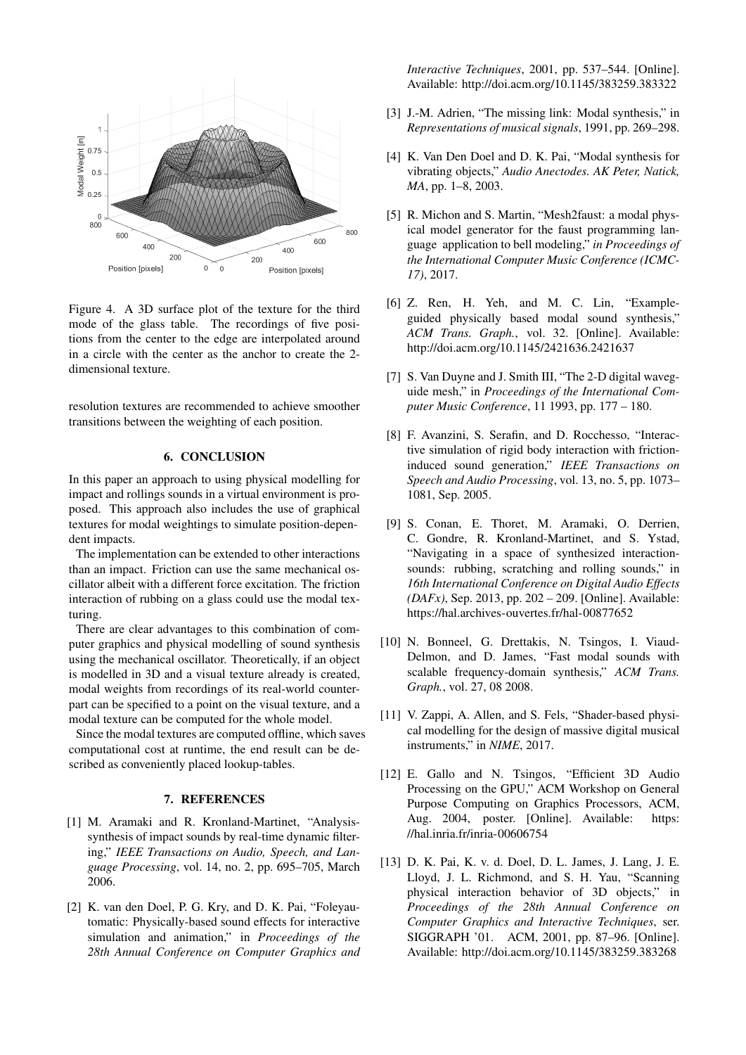Figure 4. A 3D surface plot of the texture for the third mode of the glass table. The recordings of five positions from the center to the edge are interpolated around in a circle with the center as the anchor to create the 2-dimensional texture.

resolution textures are recommended to achieve smoother transitions between the weighting of each position.

## 6. CONCLUSION

In this paper an approach to using physical modelling for impact and rollings sounds in a virtual environment is proposed. This approach also includes the use of graphical textures for modal weightings to simulate position-dependent impacts.

The implementation can be extended to other interactions than an impact. Friction can use the same mechanical oscillator albeit with a different force excitation. The friction interaction of rubbing on a glass could use the modal texturing.

There are clear advantages to this combination of computer graphics and physical modelling of sound synthesis using the mechanical oscillator. Theoretically, if an object is modelled in 3D and a visual texture already is created, modal weights from recordings of its real-world counterpart can be specified to a point on the visual texture, and a modal texture can be computed for the whole model.

Since the modal textures are computed offline, which saves computational cost at runtime, the end result can be described as conveniently placed lookup-tables.

## 7. REFERENCES

[1] M. Aramaki and R. Kronland-Martinet, "Analysis-synthesis of impact sounds by real-time dynamic filtering," *IEEE Transactions on Audio, Speech, and Language Processing*, vol. 14, no. 2, pp. 695–705, March 2006.

[2] K. van den Doel, P. G. Kry, and D. K. Pai, "Foleyautomatic: Physically-based sound effects for interactive simulation and animation," in *Proceedings of the 28th Annual Conference on Computer Graphics and Interactive Techniques*, 2001, pp. 537–544. [Online]. Available: http://doi.acm.org/10.1145/383259.383322

[3] J.-M. Adrien, "The missing link: Modal synthesis," in *Representations of musical signals*, 1991, pp. 269–298.

[4] K. Van Den Doel and D. K. Pai, "Modal synthesis for vibrating objects," *Audio Anectodes. AK Peter, Natick, MA*, pp. 1–8, 2003.

[5] R. Michon and S. Martin, "Mesh2faust: a modal physical model generator for the faust programming language application to bell modeling," *in Proceedings of the International Computer Music Conference (ICMC-17)*, 2017.

[6] Z. Ren, H. Yeh, and M. C. Lin, "Example-guided physically based modal sound synthesis," *ACM Trans. Graph.*, vol. 32. [Online]. Available: http://doi.acm.org/10.1145/2421636.2421637

[7] S. Van Duyne and J. Smith III, "The 2-D digital waveguide mesh," in *Proceedings of the International Computer Music Conference*, 11 1993, pp. 177 – 180.

[8] F. Avanzini, S. Serafin, and D. Rocchesso, "Interactive simulation of rigid body interaction with friction-induced sound generation," *IEEE Transactions on Speech and Audio Processing*, vol. 13, no. 5, pp. 1073–1081, Sep. 2005.

[9] S. Conan, E. Thoret, M. Aramaki, O. Derrien, C. Gondre, R. Kronland-Martinet, and S. Ystad, "Navigating in a space of synthesized interaction-sounds: rubbing, scratching and rolling sounds," in *16th International Conference on Digital Audio Effects (DAFx)*, Sep. 2013, pp. 202 – 209. [Online]. Available: https://hal.archives-ouvertes.fr/hal-00877652

[10] N. Bonneel, G. Drettakis, N. Tsingos, I. Viaud-Delmon, and D. James, "Fast modal sounds with scalable frequency-domain synthesis," *ACM Trans. Graph.*, vol. 27, 08 2008.

[11] V. Zappi, A. Allen, and S. Fels, "Shader-based physical modelling for the design of massive digital musical instruments," in *NIME*, 2017.

[12] E. Gallo and N. Tsingos, "Efficient 3D Audio Processing on the GPU," ACM Workshop on General Purpose Computing on Graphics Processors, ACM, Aug. 2004, poster. [Online]. Available: https://hal.inria.fr/inria-00606754

[13] D. K. Pai, K. v. d. Doel, D. L. James, J. Lang, J. E. Lloyd, J. L. Richmond, and S. H. Yau, "Scanning physical interaction behavior of 3D objects," in *Proceedings of the 28th Annual Conference on Computer Graphics and Interactive Techniques*, ser. SIGGRAPH '01. ACM, 2001, pp. 87–96. [Online]. Available: http://doi.acm.org/10.1145/383259.383268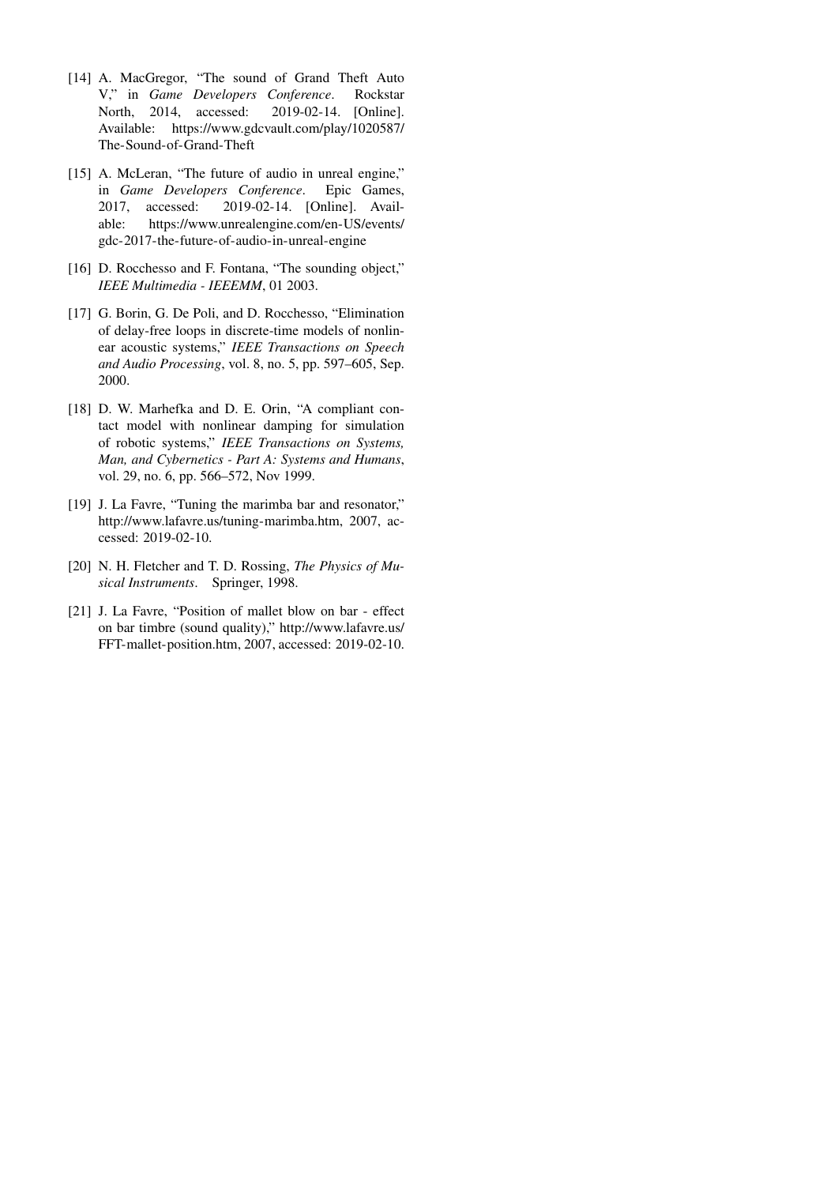[14] A. MacGregor, "The sound of Grand Theft Auto V," in *Game Developers Conference*. Rockstar North, 2014, accessed: 2019-02-14. [Online]. Available: https://www.gdcvault.com/play/1020587/The-Sound-of-Grand-Theft

[15] A. McLeran, "The future of audio in unreal engine," in *Game Developers Conference*. Epic Games, 2017, accessed: 2019-02-14. [Online]. Available: https://www.unrealengine.com/en-US/events/gdc-2017-the-future-of-audio-in-unreal-engine

[16] D. Rocchesso and F. Fontana, "The sounding object," *IEEE Multimedia - IEEEMM*, 01 2003.

[17] G. Borin, G. De Poli, and D. Rocchesso, "Elimination of delay-free loops in discrete-time models of nonlinear acoustic systems," *IEEE Transactions on Speech and Audio Processing*, vol. 8, no. 5, pp. 597–605, Sep. 2000.

[18] D. W. Marhefka and D. E. Orin, "A compliant contact model with nonlinear damping for simulation of robotic systems," *IEEE Transactions on Systems, Man, and Cybernetics - Part A: Systems and Humans*, vol. 29, no. 6, pp. 566–572, Nov 1999.

[19] J. La Favre, "Tuning the marimba bar and resonator," http://www.lafavre.us/tuning-marimba.htm, 2007, accessed: 2019-02-10.

[20] N. H. Fletcher and T. D. Rossing, *The Physics of Musical Instruments*. Springer, 1998.

[21] J. La Favre, "Position of mallet blow on bar - effect on bar timbre (sound quality)," http://www.lafavre.us/FFT-mallet-position.htm, 2007, accessed: 2019-02-10.